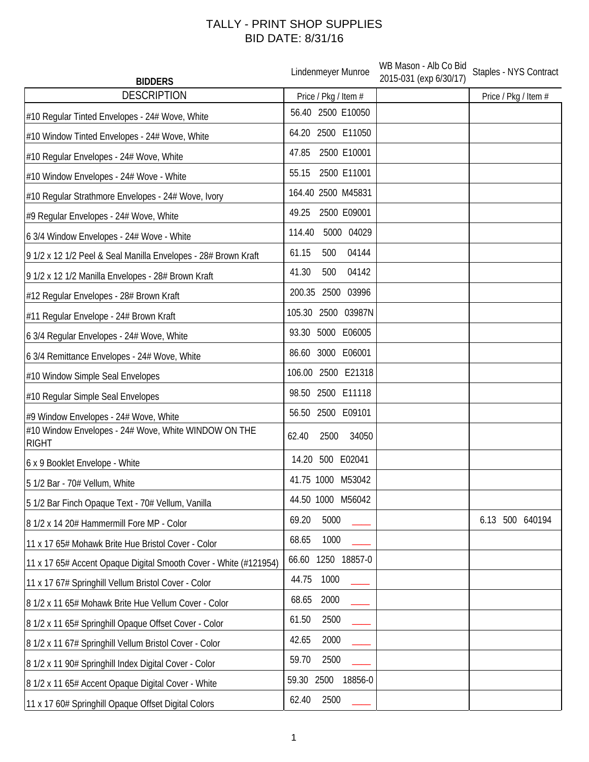# TALLY - PRINT SHOP SUPPLIES
## BID DATE: 8/31/16

| BIDDERS | Lindenmeyer Munroe | WB Mason - Alb Co Bid 2015-031 (exp 6/30/17) | Staples - NYS Contract |
|---|---|---|---|
| DESCRIPTION | Price / Pkg / Item # | | Price / Pkg / Item # |
| #10 Regular Tinted Envelopes - 24# Wove, White | 56.40 2500 E10050 | | |
| #10 Window Tinted Envelopes - 24# Wove, White | 64.20 2500 E11050 | | |
| #10 Regular Envelopes - 24# Wove, White | 47.85 2500 E10001 | | |
| #10 Window Envelopes - 24# Wove - White | 55.15 2500 E11001 | | |
| #10 Regular Strathmore Envelopes - 24# Wove, Ivory | 164.40 2500 M45831 | | |
| #9 Regular Envelopes - 24# Wove, White | 49.25 2500 E09001 | | |
| 6 3/4 Window Envelopes - 24# Wove - White | 114.40 5000 04029 | | |
| 9 1/2 x 12 1/2 Peel & Seal Manilla Envelopes - 28# Brown Kraft | 61.15 500 04144 | | |
| 9 1/2 x 12 1/2 Manilla Envelopes - 28# Brown Kraft | 41.30 500 04142 | | |
| #12 Regular Envelopes - 28# Brown Kraft | 200.35 2500 03996 | | |
| #11 Regular Envelope - 24# Brown Kraft | 105.30 2500 03987N | | |
| 6 3/4 Regular Envelopes - 24# Wove, White | 93.30 5000 E06005 | | |
| 6 3/4 Remittance Envelopes - 24# Wove, White | 86.60 3000 E06001 | | |
| #10 Window Simple Seal Envelopes | 106.00 2500 E21318 | | |
| #10 Regular Simple Seal Envelopes | 98.50 2500 E11118 | | |
| #9 Window Envelopes - 24# Wove, White | 56.50 2500 E09101 | | |
| #10 Window Envelopes - 24# Wove, White WINDOW ON THE RIGHT | 62.40 2500 34050 | | |
| 6 x 9 Booklet Envelope - White | 14.20 500 E02041 | | |
| 5 1/2 Bar - 70# Vellum, White | 41.75 1000 M53042 | | |
| 5 1/2 Bar Finch Opaque Text - 70# Vellum, Vanilla | 44.50 1000 M56042 | | |
| 8 1/2 x 14 20# Hammermill Fore MP - Color | 69.20 5000 ____ | | 6.13 500 640194 |
| 11 x 17 65# Mohawk Brite Hue Bristol Cover - Color | 68.65 1000 ____ | | |
| 11 x 17 65# Accent Opaque Digital Smooth Cover - White (#121954) | 66.60 1250 18857-0 | | |
| 11 x 17 67# Springhill Vellum Bristol Cover - Color | 44.75 1000 ____ | | |
| 8 1/2 x 11 65# Mohawk Brite Hue Vellum Cover - Color | 68.65 2000 ____ | | |
| 8 1/2 x 11 65# Springhill Opaque Offset Cover - Color | 61.50 2500 ____ | | |
| 8 1/2 x 11 67# Springhill Vellum Bristol Cover - Color | 42.65 2000 ____ | | |
| 8 1/2 x 11 90# Springhill Index Digital Cover - Color | 59.70 2500 ____ | | |
| 8 1/2 x 11 65# Accent Opaque Digital Cover - White | 59.30 2500 18856-0 | | |
| 11 x 17 60# Springhill Opaque Offset Digital Colors | 62.40 2500 ____ | | |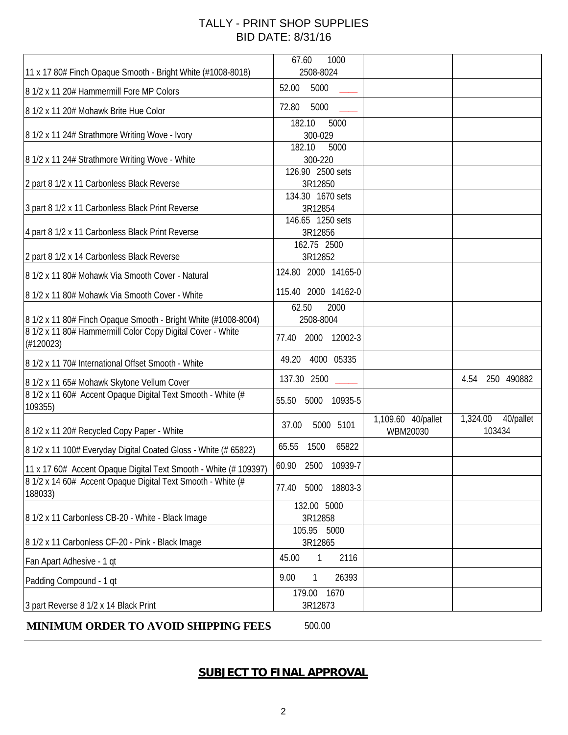# TALLY - PRINT SHOP SUPPLIES
## BID DATE: 8/31/16

| | | | |
|---|---|---|---|
| 11 x 17 80# Finch Opaque Smooth - Bright White (#1008-8018) | 67.60 1000 2508-8024 | | |
| 8 1/2 x 11 20# Hammermill Fore MP Colors | 52.00 5000 ____ | | |
| 8 1/2 x 11 20# Mohawk Brite Hue Color | 72.80 5000 ____ | | |
| 8 1/2 x 11 24# Strathmore Writing Wove - Ivory | 182.10 5000 300-029 | | |
| 8 1/2 x 11 24# Strathmore Writing Wove - White | 182.10 5000 300-220 | | |
| 2 part 8 1/2 x 11 Carbonless Black Reverse | 126.90 2500 sets 3R12850 | | |
| 3 part 8 1/2 x 11 Carbonless Black Print Reverse | 134.30 1670 sets 3R12854 | | |
| 4 part 8 1/2 x 11 Carbonless Black Print Reverse | 146.65 1250 sets 3R12856 | | |
| 2 part 8 1/2 x 14 Carbonless Black Reverse | 162.75 2500 3R12852 | | |
| 8 1/2 x 11 80# Mohawk Via Smooth Cover - Natural | 124.80 2000 14165-0 | | |
| 8 1/2 x 11 80# Mohawk Via Smooth Cover - White | 115.40 2000 14162-0 | | |
| 8 1/2 x 11 80# Finch Opaque Smooth - Bright White (#1008-8004) | 62.50 2000 2508-8004 | | |
| 8 1/2 x 11 80# Hammermill Color Copy Digital Cover - White (#120023) | 77.40 2000 12002-3 | | |
| 8 1/2 x 11 70# International Offset Smooth - White | 49.20 4000 05335 | | |
| 8 1/2 x 11 65# Mohawk Skytone Vellum Cover | 137.30 2500 _____ | | 4.54 250 490882 |
| 8 1/2 x 11 60# Accent Opaque Digital Text Smooth - White (# 109355) | 55.50 5000 10935-5 | | |
| 8 1/2 x 11 20# Recycled Copy Paper - White | 37.00 5000 5101 | 1,109.60 40/pallet WBM20030 | 1,324.00 40/pallet 103434 |
| 8 1/2 x 11 100# Everyday Digital Coated Gloss - White (# 65822) | 65.55 1500 65822 | | |
| 11 x 17 60# Accent Opaque Digital Text Smooth - White (# 109397) | 60.90 2500 10939-7 | | |
| 8 1/2 x 14 60# Accent Opaque Digital Text Smooth - White (# 188033) | 77.40 5000 18803-3 | | |
| 8 1/2 x 11 Carbonless CB-20 - White - Black Image | 132.00 5000 3R12858 | | |
| 8 1/2 x 11 Carbonless CF-20 - Pink - Black Image | 105.95 5000 3R12865 | | |
| Fan Apart Adhesive - 1 qt | 45.00 1 2116 | | |
| Padding Compound - 1 qt | 9.00 1 26393 | | |
| 3 part Reverse 8 1/2 x 14 Black Print | 179.00 1670 3R12873 | | |

**MINIMUM ORDER TO AVOID SHIPPING FEES** 500.00

**SUBJECT TO FINAL APPROVAL**